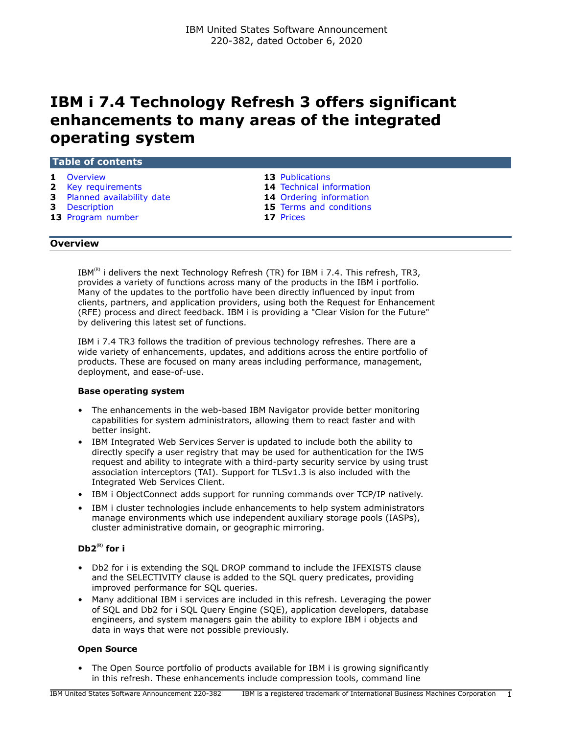IBM United States Software Announcement
220-382, dated October 6, 2020

# IBM i 7.4 Technology Refresh 3 offers significant enhancements to many areas of the integrated operating system

## Table of contents

| | | | |
|---|---|---|---|
| 1 | Overview | 13 | Publications |
| 2 | Key requirements | 14 | Technical information |
| 3 | Planned availability date | 14 | Ordering information |
| 3 | Description | 15 | Terms and conditions |
| 13 | Program number | 17 | Prices |

## Overview

IBM(R) i delivers the next Technology Refresh (TR) for IBM i 7.4. This refresh, TR3, provides a variety of functions across many of the products in the IBM i portfolio. Many of the updates to the portfolio have been directly influenced by input from clients, partners, and application providers, using both the Request for Enhancement (RFE) process and direct feedback. IBM i is providing a "Clear Vision for the Future" by delivering this latest set of functions.

IBM i 7.4 TR3 follows the tradition of previous technology refreshes. There are a wide variety of enhancements, updates, and additions across the entire portfolio of products. These are focused on many areas including performance, management, deployment, and ease-of-use.

### Base operating system

- The enhancements in the web-based IBM Navigator provide better monitoring capabilities for system administrators, allowing them to react faster and with better insight.
- IBM Integrated Web Services Server is updated to include both the ability to directly specify a user registry that may be used for authentication for the IWS request and ability to integrate with a third-party security service by using trust association interceptors (TAI). Support for TLSv1.3 is also included with the Integrated Web Services Client.
- IBM i ObjectConnect adds support for running commands over TCP/IP natively.
- IBM i cluster technologies include enhancements to help system administrators manage environments which use independent auxiliary storage pools (IASPs), cluster administrative domain, or geographic mirroring.

### Db2(R) for i

- Db2 for i is extending the SQL DROP command to include the IFEXISTS clause and the SELECTIVITY clause is added to the SQL query predicates, providing improved performance for SQL queries.
- Many additional IBM i services are included in this refresh. Leveraging the power of SQL and Db2 for i SQL Query Engine (SQE), application developers, database engineers, and system managers gain the ability to explore IBM i objects and data in ways that were not possible previously.

### Open Source

- The Open Source portfolio of products available for IBM i is growing significantly in this refresh. These enhancements include compression tools, command line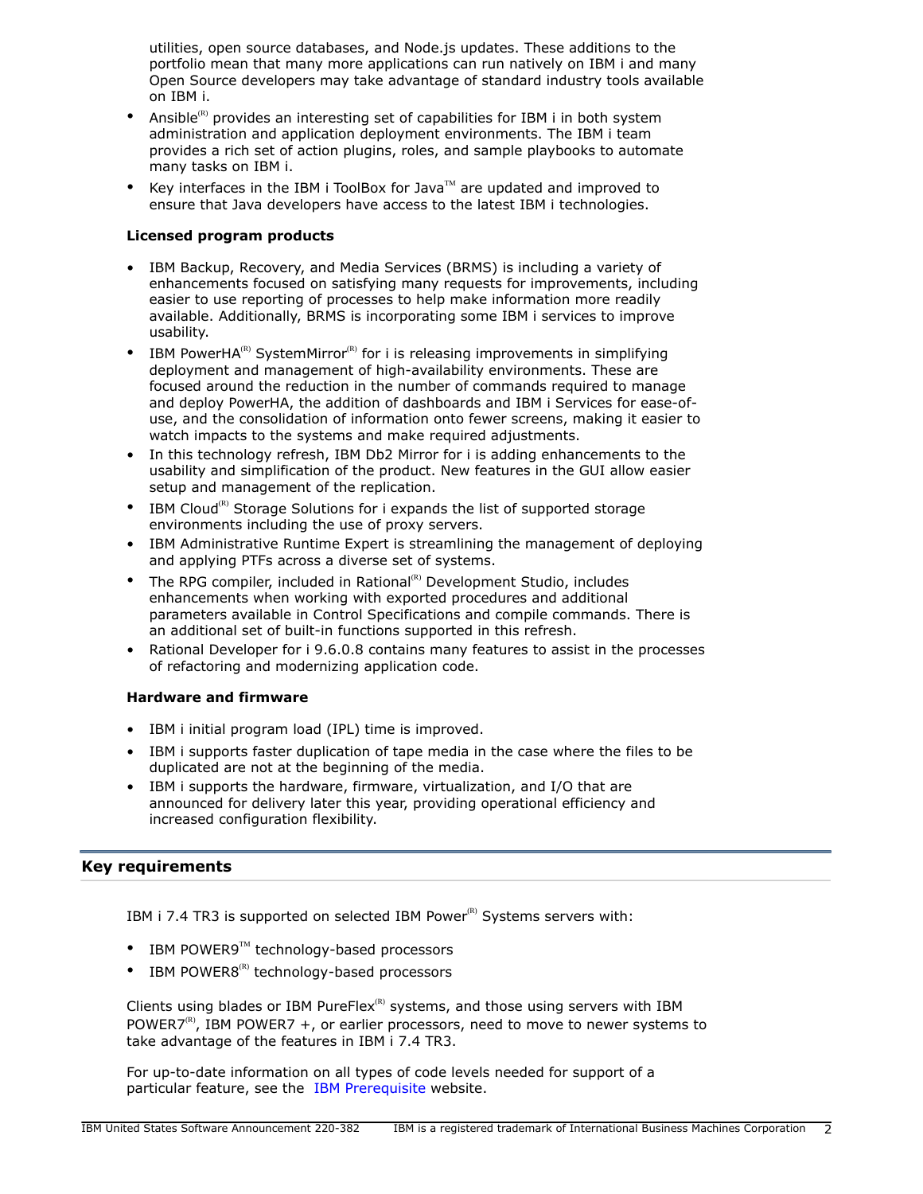utilities, open source databases, and Node.js updates. These additions to the portfolio mean that many more applications can run natively on IBM i and many Open Source developers may take advantage of standard industry tools available on IBM i.

- Ansible(R) provides an interesting set of capabilities for IBM i in both system administration and application deployment environments. The IBM i team provides a rich set of action plugins, roles, and sample playbooks to automate many tasks on IBM i.
- Key interfaces in the IBM i ToolBox for Java(TM) are updated and improved to ensure that Java developers have access to the latest IBM i technologies.

**Licensed program products**

- IBM Backup, Recovery, and Media Services (BRMS) is including a variety of enhancements focused on satisfying many requests for improvements, including easier to use reporting of processes to help make information more readily available. Additionally, BRMS is incorporating some IBM i services to improve usability.
- IBM PowerHA(R) SystemMirror(R) for i is releasing improvements in simplifying deployment and management of high-availability environments. These are focused around the reduction in the number of commands required to manage and deploy PowerHA, the addition of dashboards and IBM i Services for ease-of-use, and the consolidation of information onto fewer screens, making it easier to watch impacts to the systems and make required adjustments.
- In this technology refresh, IBM Db2 Mirror for i is adding enhancements to the usability and simplification of the product. New features in the GUI allow easier setup and management of the replication.
- IBM Cloud(R) Storage Solutions for i expands the list of supported storage environments including the use of proxy servers.
- IBM Administrative Runtime Expert is streamlining the management of deploying and applying PTFs across a diverse set of systems.
- The RPG compiler, included in Rational(R) Development Studio, includes enhancements when working with exported procedures and additional parameters available in Control Specifications and compile commands. There is an additional set of built-in functions supported in this refresh.
- Rational Developer for i 9.6.0.8 contains many features to assist in the processes of refactoring and modernizing application code.

**Hardware and firmware**

- IBM i initial program load (IPL) time is improved.
- IBM i supports faster duplication of tape media in the case where the files to be duplicated are not at the beginning of the media.
- IBM i supports the hardware, firmware, virtualization, and I/O that are announced for delivery later this year, providing operational efficiency and increased configuration flexibility.

## Key requirements

IBM i 7.4 TR3 is supported on selected IBM Power(R) Systems servers with:

- IBM POWER9(TM) technology-based processors
- IBM POWER8(R) technology-based processors

Clients using blades or IBM PureFlex(R) systems, and those using servers with IBM POWER7(R), IBM POWER7 +, or earlier processors, need to move to newer systems to take advantage of the features in IBM i 7.4 TR3.

For up-to-date information on all types of code levels needed for support of a particular feature, see the IBM Prerequisite website.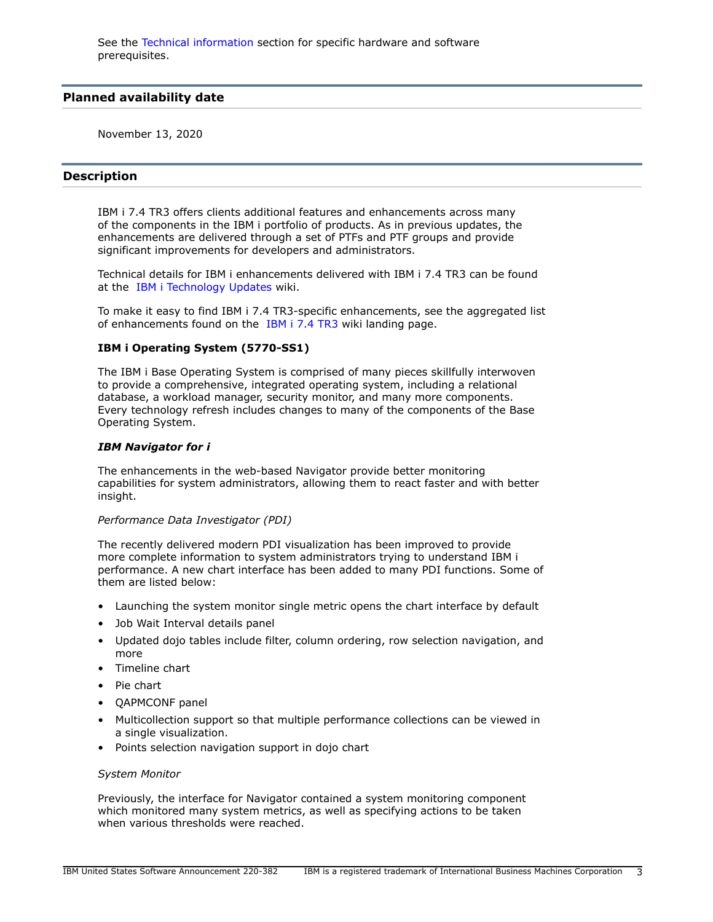See the Technical information section for specific hardware and software prerequisites.

## Planned availability date

November 13, 2020

## Description

IBM i 7.4 TR3 offers clients additional features and enhancements across many of the components in the IBM i portfolio of products. As in previous updates, the enhancements are delivered through a set of PTFs and PTF groups and provide significant improvements for developers and administrators.

Technical details for IBM i enhancements delivered with IBM i 7.4 TR3 can be found at the IBM i Technology Updates wiki.

To make it easy to find IBM i 7.4 TR3-specific enhancements, see the aggregated list of enhancements found on the IBM i 7.4 TR3 wiki landing page.

**IBM i Operating System (5770-SS1)**

The IBM i Base Operating System is comprised of many pieces skillfully interwoven to provide a comprehensive, integrated operating system, including a relational database, a workload manager, security monitor, and many more components. Every technology refresh includes changes to many of the components of the Base Operating System.

***IBM Navigator for i***

The enhancements in the web-based Navigator provide better monitoring capabilities for system administrators, allowing them to react faster and with better insight.

*Performance Data Investigator (PDI)*

The recently delivered modern PDI visualization has been improved to provide more complete information to system administrators trying to understand IBM i performance. A new chart interface has been added to many PDI functions. Some of them are listed below:

- Launching the system monitor single metric opens the chart interface by default
- Job Wait Interval details panel
- Updated dojo tables include filter, column ordering, row selection navigation, and more
- Timeline chart
- Pie chart
- QAPMCONF panel
- Multicollection support so that multiple performance collections can be viewed in a single visualization.
- Points selection navigation support in dojo chart

*System Monitor*

Previously, the interface for Navigator contained a system monitoring component which monitored many system metrics, as well as specifying actions to be taken when various thresholds were reached.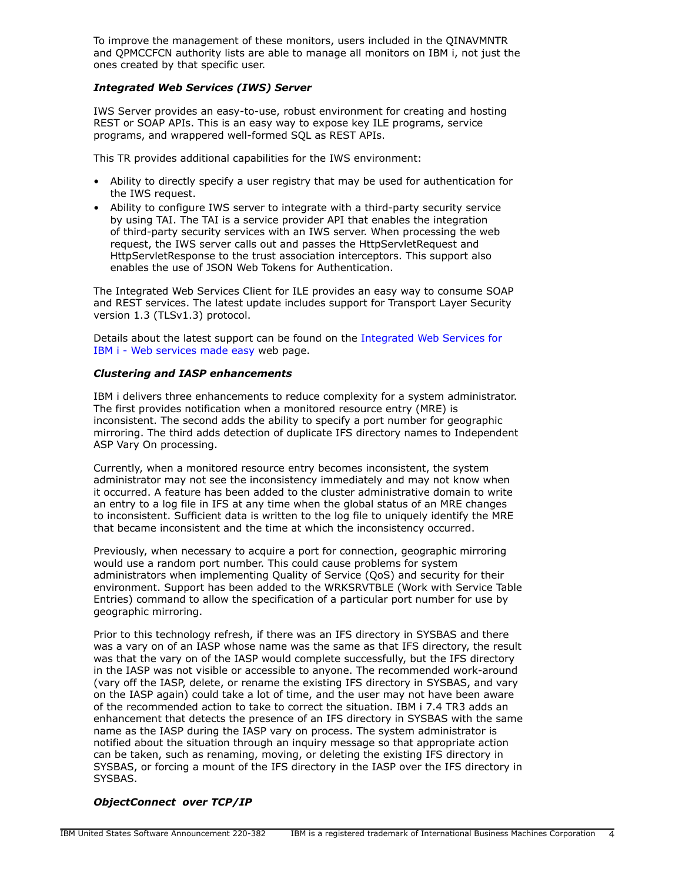To improve the management of these monitors, users included in the QINAVMNTR and QPMCCFCN authority lists are able to manage all monitors on IBM i, not just the ones created by that specific user.

### *Integrated Web Services (IWS) Server*

IWS Server provides an easy-to-use, robust environment for creating and hosting REST or SOAP APIs. This is an easy way to expose key ILE programs, service programs, and wrappered well-formed SQL as REST APIs.

This TR provides additional capabilities for the IWS environment:

- Ability to directly specify a user registry that may be used for authentication for the IWS request.
- Ability to configure IWS server to integrate with a third-party security service by using TAI. The TAI is a service provider API that enables the integration of third-party security services with an IWS server. When processing the web request, the IWS server calls out and passes the HttpServletRequest and HttpServletResponse to the trust association interceptors. This support also enables the use of JSON Web Tokens for Authentication.

The Integrated Web Services Client for ILE provides an easy way to consume SOAP and REST services. The latest update includes support for Transport Layer Security version 1.3 (TLSv1.3) protocol.

Details about the latest support can be found on the Integrated Web Services for IBM i - Web services made easy web page.

### *Clustering and IASP enhancements*

IBM i delivers three enhancements to reduce complexity for a system administrator. The first provides notification when a monitored resource entry (MRE) is inconsistent. The second adds the ability to specify a port number for geographic mirroring. The third adds detection of duplicate IFS directory names to Independent ASP Vary On processing.

Currently, when a monitored resource entry becomes inconsistent, the system administrator may not see the inconsistency immediately and may not know when it occurred. A feature has been added to the cluster administrative domain to write an entry to a log file in IFS at any time when the global status of an MRE changes to inconsistent. Sufficient data is written to the log file to uniquely identify the MRE that became inconsistent and the time at which the inconsistency occurred.

Previously, when necessary to acquire a port for connection, geographic mirroring would use a random port number. This could cause problems for system administrators when implementing Quality of Service (QoS) and security for their environment. Support has been added to the WRKSRVTBLE (Work with Service Table Entries) command to allow the specification of a particular port number for use by geographic mirroring.

Prior to this technology refresh, if there was an IFS directory in SYSBAS and there was a vary on of an IASP whose name was the same as that IFS directory, the result was that the vary on of the IASP would complete successfully, but the IFS directory in the IASP was not visible or accessible to anyone. The recommended work-around (vary off the IASP, delete, or rename the existing IFS directory in SYSBAS, and vary on the IASP again) could take a lot of time, and the user may not have been aware of the recommended action to take to correct the situation. IBM i 7.4 TR3 adds an enhancement that detects the presence of an IFS directory in SYSBAS with the same name as the IASP during the IASP vary on process. The system administrator is notified about the situation through an inquiry message so that appropriate action can be taken, such as renaming, moving, or deleting the existing IFS directory in SYSBAS, or forcing a mount of the IFS directory in the IASP over the IFS directory in SYSBAS.

### *ObjectConnect over TCP/IP*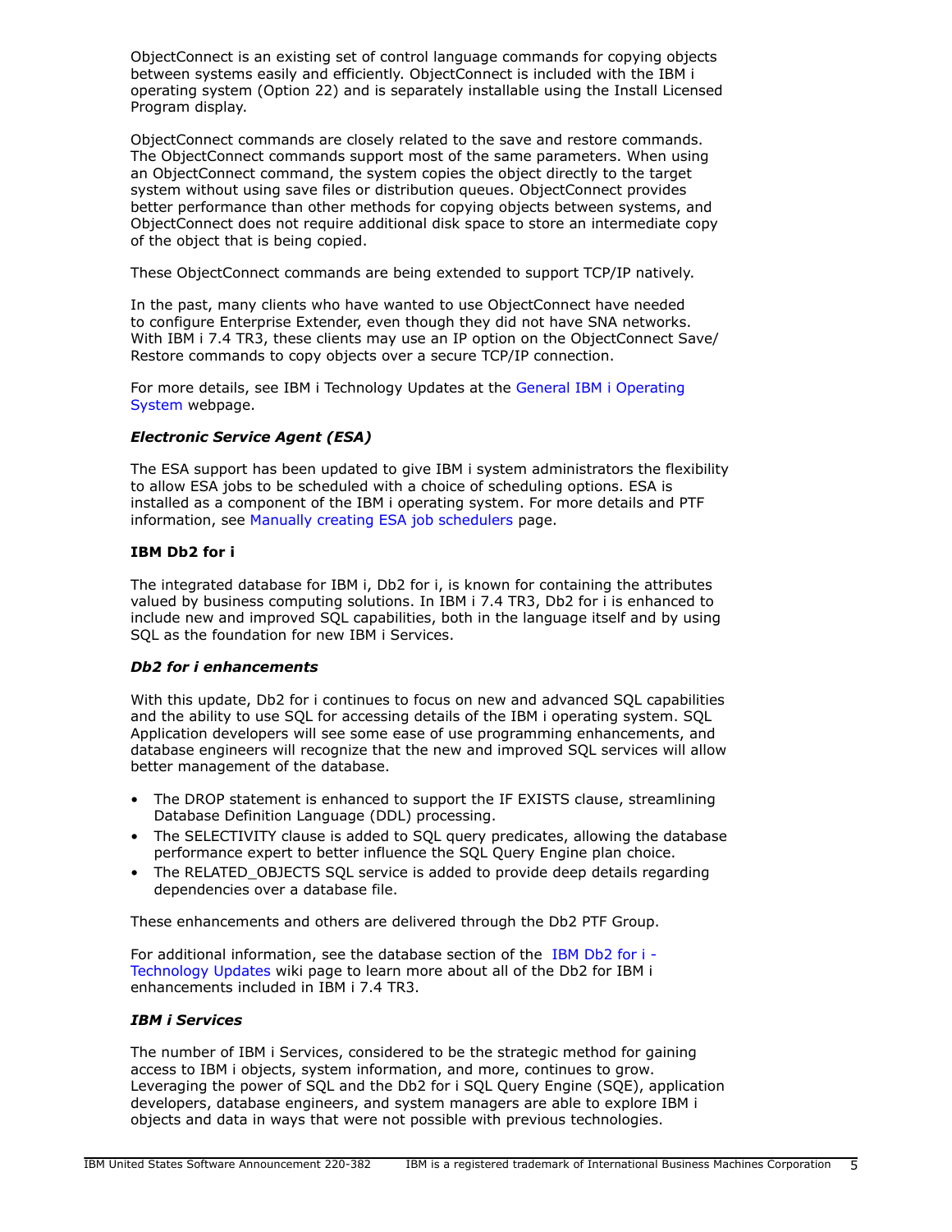ObjectConnect is an existing set of control language commands for copying objects between systems easily and efficiently. ObjectConnect is included with the IBM i operating system (Option 22) and is separately installable using the Install Licensed Program display.

ObjectConnect commands are closely related to the save and restore commands. The ObjectConnect commands support most of the same parameters. When using an ObjectConnect command, the system copies the object directly to the target system without using save files or distribution queues. ObjectConnect provides better performance than other methods for copying objects between systems, and ObjectConnect does not require additional disk space to store an intermediate copy of the object that is being copied.

These ObjectConnect commands are being extended to support TCP/IP natively.

In the past, many clients who have wanted to use ObjectConnect have needed to configure Enterprise Extender, even though they did not have SNA networks. With IBM i 7.4 TR3, these clients may use an IP option on the ObjectConnect Save/Restore commands to copy objects over a secure TCP/IP connection.

For more details, see IBM i Technology Updates at the General IBM i Operating System webpage.

***Electronic Service Agent (ESA)***

The ESA support has been updated to give IBM i system administrators the flexibility to allow ESA jobs to be scheduled with a choice of scheduling options. ESA is installed as a component of the IBM i operating system. For more details and PTF information, see Manually creating ESA job schedulers page.

**IBM Db2 for i**

The integrated database for IBM i, Db2 for i, is known for containing the attributes valued by business computing solutions. In IBM i 7.4 TR3, Db2 for i is enhanced to include new and improved SQL capabilities, both in the language itself and by using SQL as the foundation for new IBM i Services.

***Db2 for i enhancements***

With this update, Db2 for i continues to focus on new and advanced SQL capabilities and the ability to use SQL for accessing details of the IBM i operating system. SQL Application developers will see some ease of use programming enhancements, and database engineers will recognize that the new and improved SQL services will allow better management of the database.

- The DROP statement is enhanced to support the IF EXISTS clause, streamlining Database Definition Language (DDL) processing.
- The SELECTIVITY clause is added to SQL query predicates, allowing the database performance expert to better influence the SQL Query Engine plan choice.
- The RELATED_OBJECTS SQL service is added to provide deep details regarding dependencies over a database file.

These enhancements and others are delivered through the Db2 PTF Group.

For additional information, see the database section of the IBM Db2 for i - Technology Updates wiki page to learn more about all of the Db2 for IBM i enhancements included in IBM i 7.4 TR3.

***IBM i Services***

The number of IBM i Services, considered to be the strategic method for gaining access to IBM i objects, system information, and more, continues to grow. Leveraging the power of SQL and the Db2 for i SQL Query Engine (SQE), application developers, database engineers, and system managers are able to explore IBM i objects and data in ways that were not possible with previous technologies.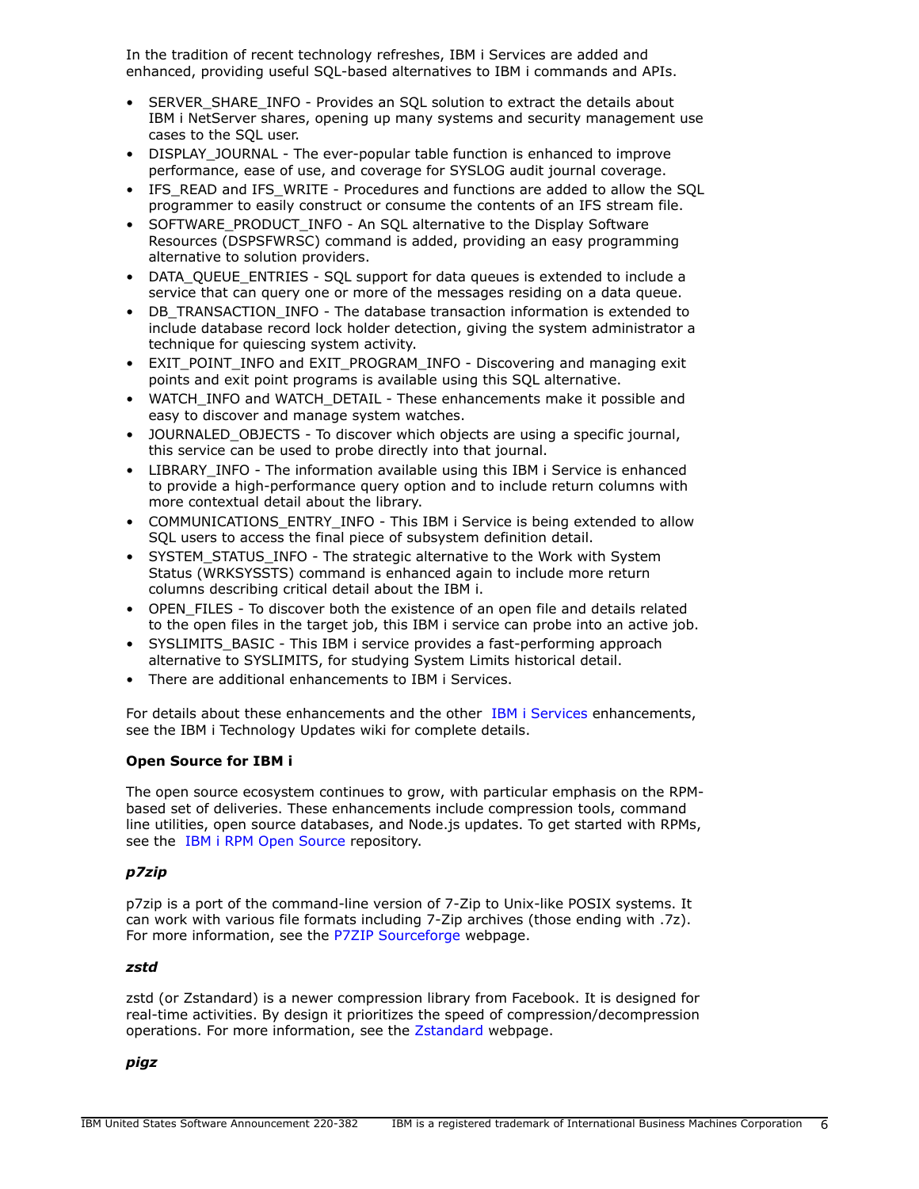In the tradition of recent technology refreshes, IBM i Services are added and enhanced, providing useful SQL-based alternatives to IBM i commands and APIs.

- SERVER_SHARE_INFO - Provides an SQL solution to extract the details about IBM i NetServer shares, opening up many systems and security management use cases to the SQL user.
- DISPLAY_JOURNAL - The ever-popular table function is enhanced to improve performance, ease of use, and coverage for SYSLOG audit journal coverage.
- IFS_READ and IFS_WRITE - Procedures and functions are added to allow the SQL programmer to easily construct or consume the contents of an IFS stream file.
- SOFTWARE_PRODUCT_INFO - An SQL alternative to the Display Software Resources (DSPSFWRSC) command is added, providing an easy programming alternative to solution providers.
- DATA_QUEUE_ENTRIES - SQL support for data queues is extended to include a service that can query one or more of the messages residing on a data queue.
- DB_TRANSACTION_INFO - The database transaction information is extended to include database record lock holder detection, giving the system administrator a technique for quiescing system activity.
- EXIT_POINT_INFO and EXIT_PROGRAM_INFO - Discovering and managing exit points and exit point programs is available using this SQL alternative.
- WATCH_INFO and WATCH_DETAIL - These enhancements make it possible and easy to discover and manage system watches.
- JOURNALED_OBJECTS - To discover which objects are using a specific journal, this service can be used to probe directly into that journal.
- LIBRARY_INFO - The information available using this IBM i Service is enhanced to provide a high-performance query option and to include return columns with more contextual detail about the library.
- COMMUNICATIONS_ENTRY_INFO - This IBM i Service is being extended to allow SQL users to access the final piece of subsystem definition detail.
- SYSTEM_STATUS_INFO - The strategic alternative to the Work with System Status (WRKSYSSTS) command is enhanced again to include more return columns describing critical detail about the IBM i.
- OPEN_FILES - To discover both the existence of an open file and details related to the open files in the target job, this IBM i service can probe into an active job.
- SYSLIMITS_BASIC - This IBM i service provides a fast-performing approach alternative to SYSLIMITS, for studying System Limits historical detail.
- There are additional enhancements to IBM i Services.

For details about these enhancements and the other IBM i Services enhancements, see the IBM i Technology Updates wiki for complete details.

**Open Source for IBM i**

The open source ecosystem continues to grow, with particular emphasis on the RPM-based set of deliveries. These enhancements include compression tools, command line utilities, open source databases, and Node.js updates. To get started with RPMs, see the IBM i RPM Open Source repository.

***p7zip***

p7zip is a port of the command-line version of 7-Zip to Unix-like POSIX systems. It can work with various file formats including 7-Zip archives (those ending with .7z). For more information, see the P7ZIP Sourceforge webpage.

***zstd***

zstd (or Zstandard) is a newer compression library from Facebook. It is designed for real-time activities. By design it prioritizes the speed of compression/decompression operations. For more information, see the Zstandard webpage.

***pigz***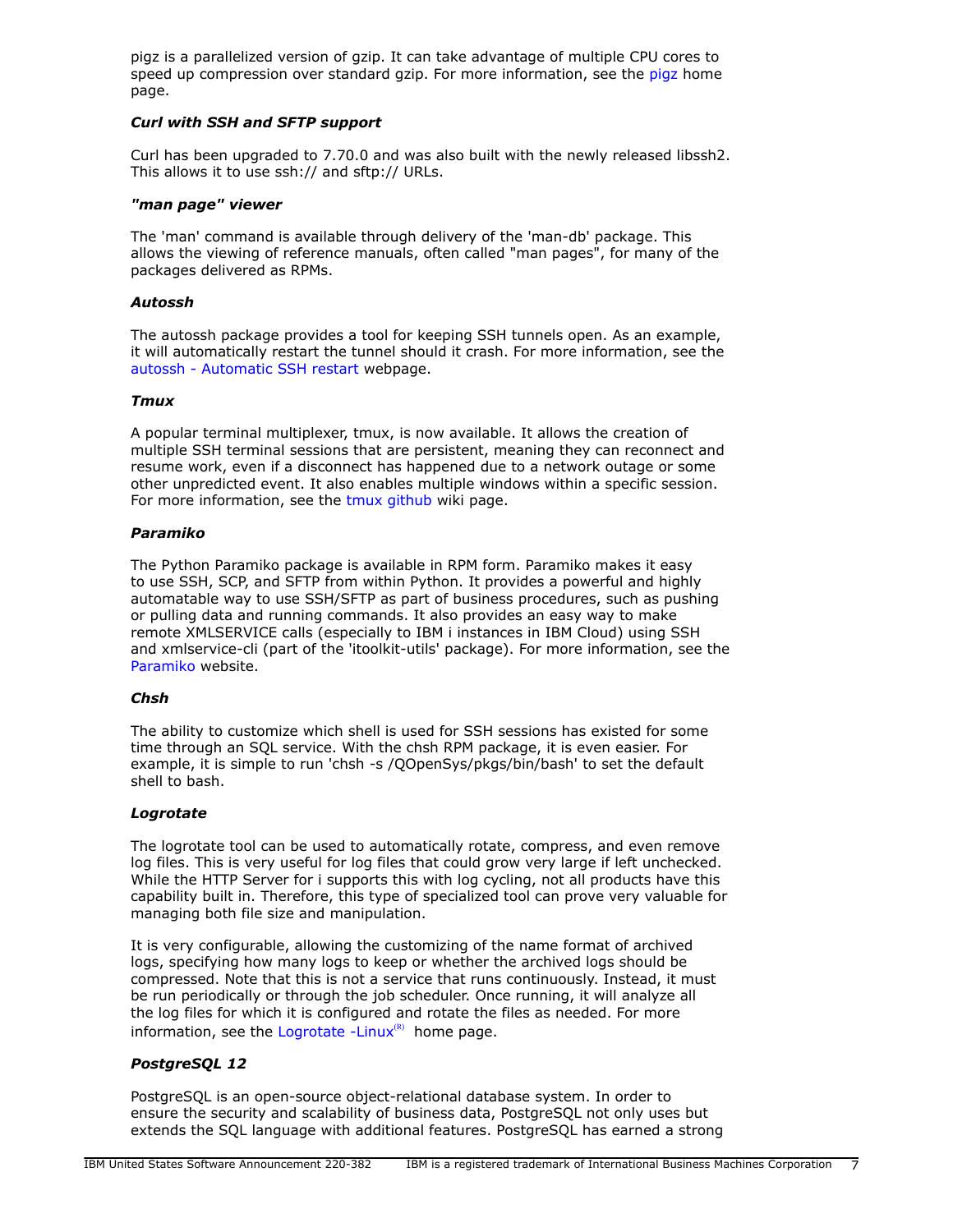pigz is a parallelized version of gzip. It can take advantage of multiple CPU cores to speed up compression over standard gzip. For more information, see the pigz home page.

***Curl with SSH and SFTP support***

Curl has been upgraded to 7.70.0 and was also built with the newly released libssh2. This allows it to use ssh:// and sftp:// URLs.

***"man page" viewer***

The 'man' command is available through delivery of the 'man-db' package. This allows the viewing of reference manuals, often called "man pages", for many of the packages delivered as RPMs.

***Autossh***

The autossh package provides a tool for keeping SSH tunnels open. As an example, it will automatically restart the tunnel should it crash. For more information, see the autossh - Automatic SSH restart webpage.

***Tmux***

A popular terminal multiplexer, tmux, is now available. It allows the creation of multiple SSH terminal sessions that are persistent, meaning they can reconnect and resume work, even if a disconnect has happened due to a network outage or some other unpredicted event. It also enables multiple windows within a specific session. For more information, see the tmux github wiki page.

***Paramiko***

The Python Paramiko package is available in RPM form. Paramiko makes it easy to use SSH, SCP, and SFTP from within Python. It provides a powerful and highly automatable way to use SSH/SFTP as part of business procedures, such as pushing or pulling data and running commands. It also provides an easy way to make remote XMLSERVICE calls (especially to IBM i instances in IBM Cloud) using SSH and xmlservice-cli (part of the 'itoolkit-utils' package). For more information, see the Paramiko website.

***Chsh***

The ability to customize which shell is used for SSH sessions has existed for some time through an SQL service. With the chsh RPM package, it is even easier. For example, it is simple to run 'chsh -s /QOpenSys/pkgs/bin/bash' to set the default shell to bash.

***Logrotate***

The logrotate tool can be used to automatically rotate, compress, and even remove log files. This is very useful for log files that could grow very large if left unchecked. While the HTTP Server for i supports this with log cycling, not all products have this capability built in. Therefore, this type of specialized tool can prove very valuable for managing both file size and manipulation.

It is very configurable, allowing the customizing of the name format of archived logs, specifying how many logs to keep or whether the archived logs should be compressed. Note that this is not a service that runs continuously. Instead, it must be run periodically or through the job scheduler. Once running, it will analyze all the log files for which it is configured and rotate the files as needed. For more information, see the Logrotate -Linux(R) home page.

***PostgreSQL 12***

PostgreSQL is an open-source object-relational database system. In order to ensure the security and scalability of business data, PostgreSQL not only uses but extends the SQL language with additional features. PostgreSQL has earned a strong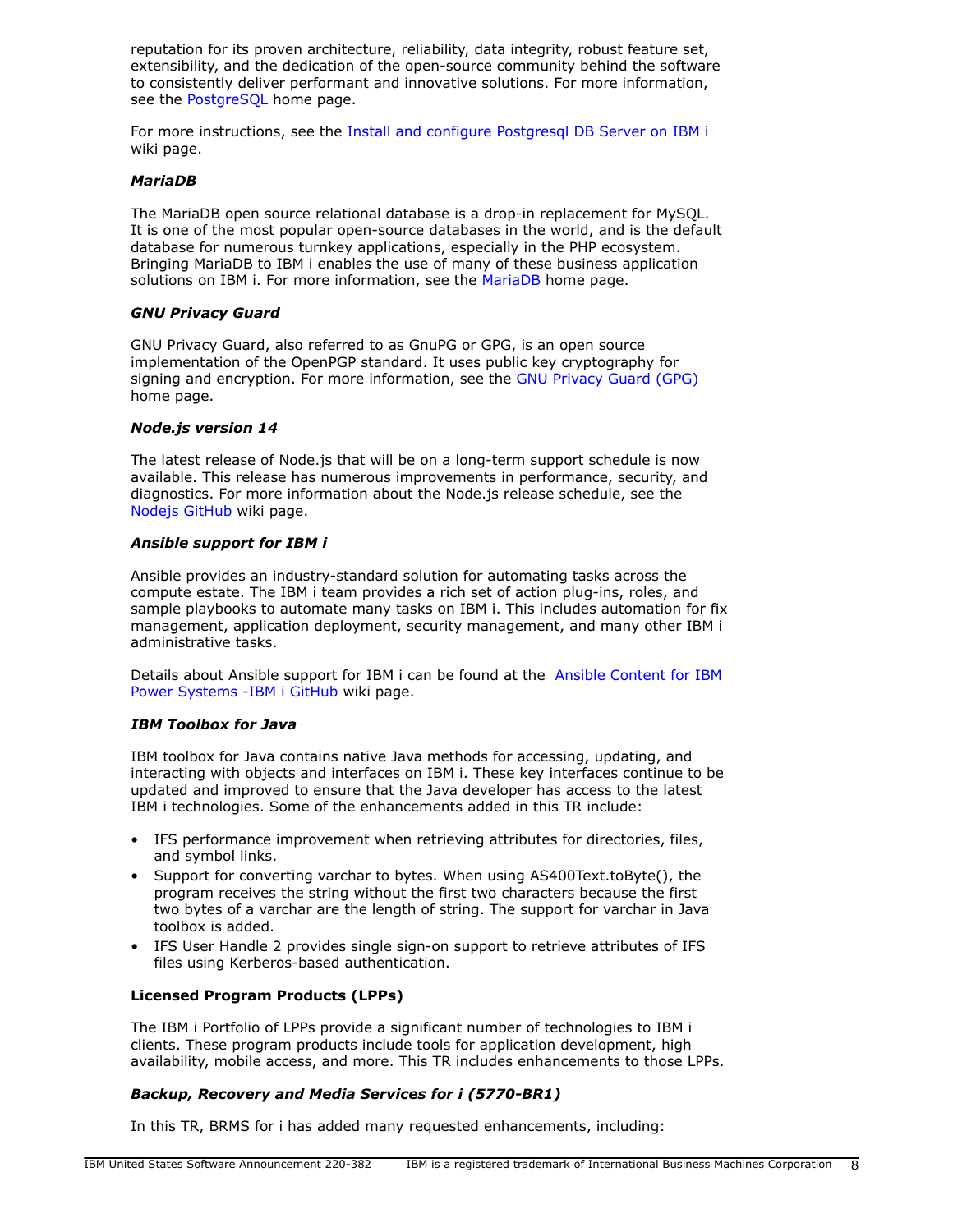reputation for its proven architecture, reliability, data integrity, robust feature set, extensibility, and the dedication of the open-source community behind the software to consistently deliver performant and innovative solutions. For more information, see the PostgreSQL home page.

For more instructions, see the Install and configure Postgresql DB Server on IBM i wiki page.

#### *MariaDB*

The MariaDB open source relational database is a drop-in replacement for MySQL. It is one of the most popular open-source databases in the world, and is the default database for numerous turnkey applications, especially in the PHP ecosystem. Bringing MariaDB to IBM i enables the use of many of these business application solutions on IBM i. For more information, see the MariaDB home page.

#### *GNU Privacy Guard*

GNU Privacy Guard, also referred to as GnuPG or GPG, is an open source implementation of the OpenPGP standard. It uses public key cryptography for signing and encryption. For more information, see the GNU Privacy Guard (GPG) home page.

#### *Node.js version 14*

The latest release of Node.js that will be on a long-term support schedule is now available. This release has numerous improvements in performance, security, and diagnostics. For more information about the Node.js release schedule, see the Nodejs GitHub wiki page.

#### *Ansible support for IBM i*

Ansible provides an industry-standard solution for automating tasks across the compute estate. The IBM i team provides a rich set of action plug-ins, roles, and sample playbooks to automate many tasks on IBM i. This includes automation for fix management, application deployment, security management, and many other IBM i administrative tasks.

Details about Ansible support for IBM i can be found at the Ansible Content for IBM Power Systems -IBM i GitHub wiki page.

#### *IBM Toolbox for Java*

IBM toolbox for Java contains native Java methods for accessing, updating, and interacting with objects and interfaces on IBM i. These key interfaces continue to be updated and improved to ensure that the Java developer has access to the latest IBM i technologies. Some of the enhancements added in this TR include:

- IFS performance improvement when retrieving attributes for directories, files, and symbol links.
- Support for converting varchar to bytes. When using AS400Text.toByte(), the program receives the string without the first two characters because the first two bytes of a varchar are the length of string. The support for varchar in Java toolbox is added.
- IFS User Handle 2 provides single sign-on support to retrieve attributes of IFS files using Kerberos-based authentication.

### Licensed Program Products (LPPs)

The IBM i Portfolio of LPPs provide a significant number of technologies to IBM i clients. These program products include tools for application development, high availability, mobile access, and more. This TR includes enhancements to those LPPs.

#### *Backup, Recovery and Media Services for i (5770-BR1)*

In this TR, BRMS for i has added many requested enhancements, including: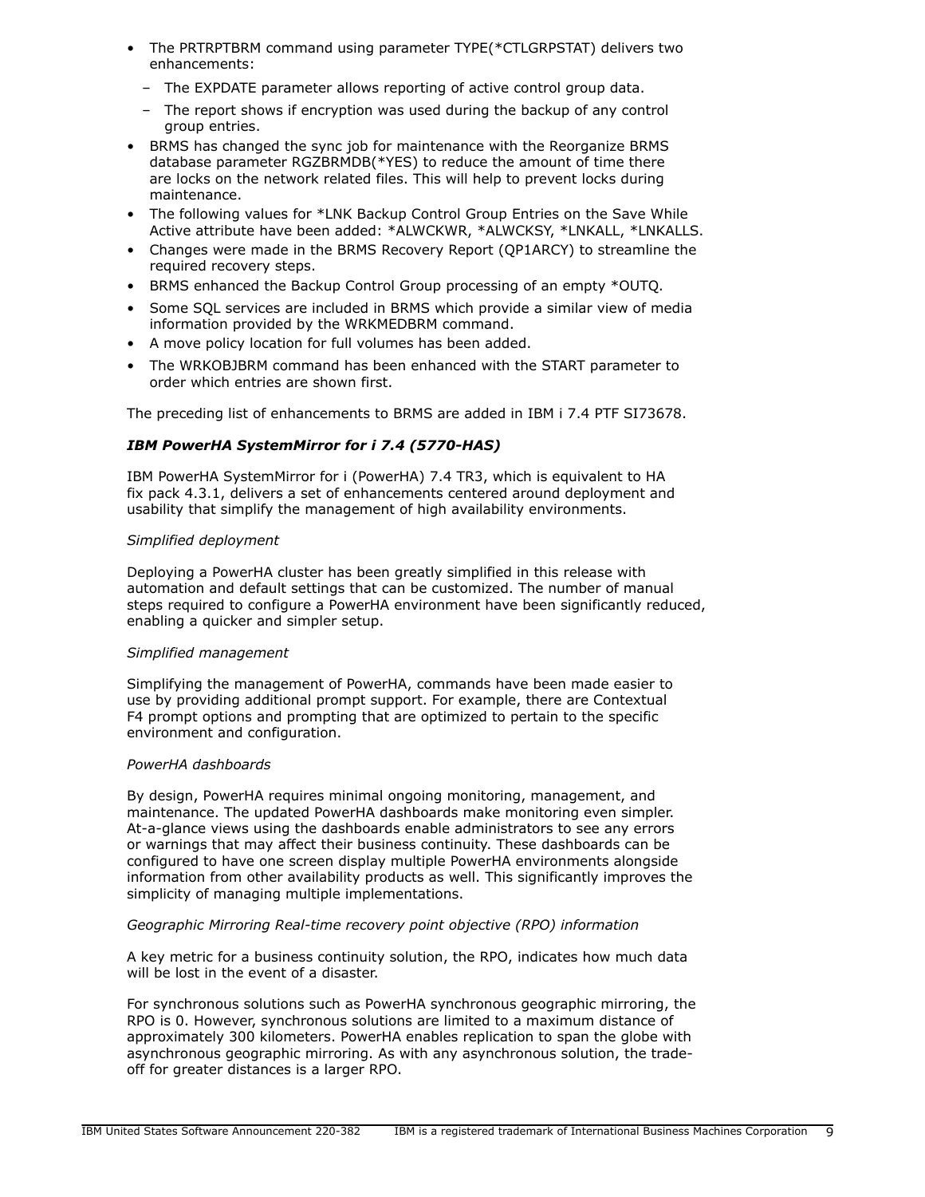- The PRTRPTBRM command using parameter TYPE(*CTLGRPSTAT) delivers two enhancements:
  - The EXPDATE parameter allows reporting of active control group data.
  - The report shows if encryption was used during the backup of any control group entries.
- BRMS has changed the sync job for maintenance with the Reorganize BRMS database parameter RGZBRMDB(*YES) to reduce the amount of time there are locks on the network related files. This will help to prevent locks during maintenance.
- The following values for *LNK Backup Control Group Entries on the Save While Active attribute have been added: *ALWCKWR, *ALWCKSY, *LNKALL, *LNKALLS.
- Changes were made in the BRMS Recovery Report (QP1ARCY) to streamline the required recovery steps.
- BRMS enhanced the Backup Control Group processing of an empty *OUTQ.
- Some SQL services are included in BRMS which provide a similar view of media information provided by the WRKMEDBRM command.
- A move policy location for full volumes has been added.
- The WRKOBJBRM command has been enhanced with the START parameter to order which entries are shown first.

The preceding list of enhancements to BRMS are added in IBM i 7.4 PTF SI73678.

### *IBM PowerHA SystemMirror for i 7.4 (5770-HAS)*

IBM PowerHA SystemMirror for i (PowerHA) 7.4 TR3, which is equivalent to HA fix pack 4.3.1, delivers a set of enhancements centered around deployment and usability that simplify the management of high availability environments.

*Simplified deployment*

Deploying a PowerHA cluster has been greatly simplified in this release with automation and default settings that can be customized. The number of manual steps required to configure a PowerHA environment have been significantly reduced, enabling a quicker and simpler setup.

*Simplified management*

Simplifying the management of PowerHA, commands have been made easier to use by providing additional prompt support. For example, there are Contextual F4 prompt options and prompting that are optimized to pertain to the specific environment and configuration.

*PowerHA dashboards*

By design, PowerHA requires minimal ongoing monitoring, management, and maintenance. The updated PowerHA dashboards make monitoring even simpler. At-a-glance views using the dashboards enable administrators to see any errors or warnings that may affect their business continuity. These dashboards can be configured to have one screen display multiple PowerHA environments alongside information from other availability products as well. This significantly improves the simplicity of managing multiple implementations.

*Geographic Mirroring Real-time recovery point objective (RPO) information*

A key metric for a business continuity solution, the RPO, indicates how much data will be lost in the event of a disaster.

For synchronous solutions such as PowerHA synchronous geographic mirroring, the RPO is 0. However, synchronous solutions are limited to a maximum distance of approximately 300 kilometers. PowerHA enables replication to span the globe with asynchronous geographic mirroring. As with any asynchronous solution, the trade-off for greater distances is a larger RPO.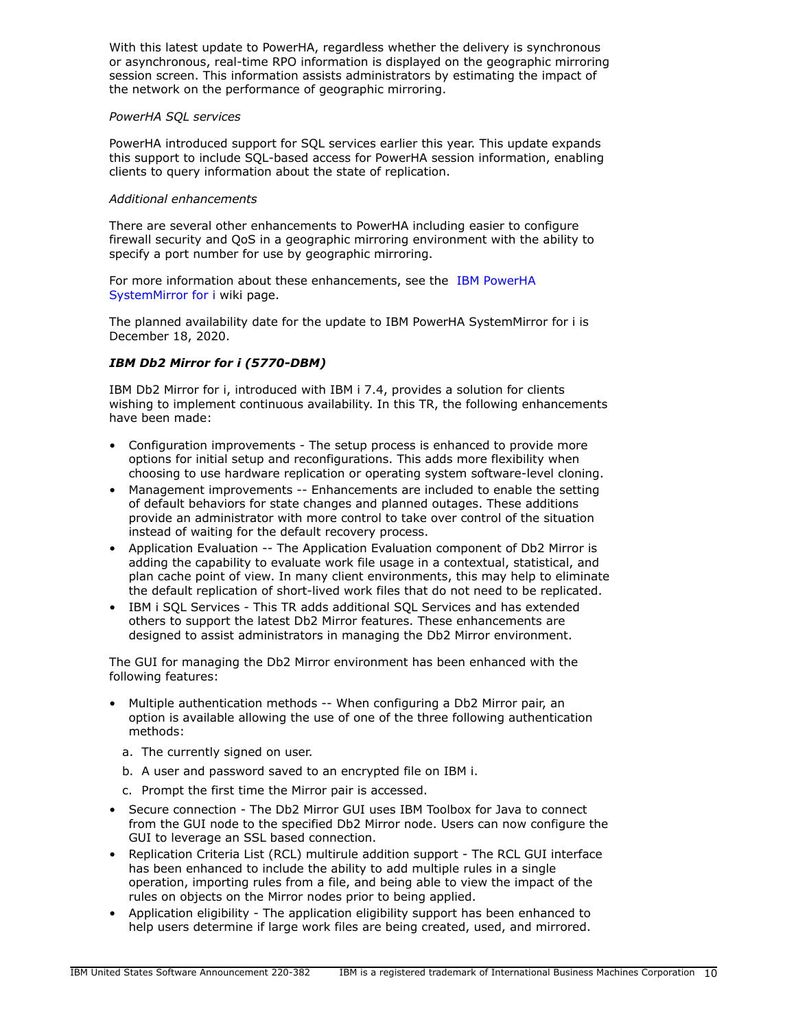With this latest update to PowerHA, regardless whether the delivery is synchronous or asynchronous, real-time RPO information is displayed on the geographic mirroring session screen. This information assists administrators by estimating the impact of the network on the performance of geographic mirroring.

*PowerHA SQL services*

PowerHA introduced support for SQL services earlier this year. This update expands this support to include SQL-based access for PowerHA session information, enabling clients to query information about the state of replication.

*Additional enhancements*

There are several other enhancements to PowerHA including easier to configure firewall security and QoS in a geographic mirroring environment with the ability to specify a port number for use by geographic mirroring.

For more information about these enhancements, see the IBM PowerHA SystemMirror for i wiki page.

The planned availability date for the update to IBM PowerHA SystemMirror for i is December 18, 2020.

### *IBM Db2 Mirror for i (5770-DBM)*

IBM Db2 Mirror for i, introduced with IBM i 7.4, provides a solution for clients wishing to implement continuous availability. In this TR, the following enhancements have been made:

- Configuration improvements - The setup process is enhanced to provide more options for initial setup and reconfigurations. This adds more flexibility when choosing to use hardware replication or operating system software-level cloning.
- Management improvements -- Enhancements are included to enable the setting of default behaviors for state changes and planned outages. These additions provide an administrator with more control to take over control of the situation instead of waiting for the default recovery process.
- Application Evaluation -- The Application Evaluation component of Db2 Mirror is adding the capability to evaluate work file usage in a contextual, statistical, and plan cache point of view. In many client environments, this may help to eliminate the default replication of short-lived work files that do not need to be replicated.
- IBM i SQL Services - This TR adds additional SQL Services and has extended others to support the latest Db2 Mirror features. These enhancements are designed to assist administrators in managing the Db2 Mirror environment.

The GUI for managing the Db2 Mirror environment has been enhanced with the following features:

- Multiple authentication methods -- When configuring a Db2 Mirror pair, an option is available allowing the use of one of the three following authentication methods:
  a. The currently signed on user.
  b. A user and password saved to an encrypted file on IBM i.
  c. Prompt the first time the Mirror pair is accessed.
- Secure connection - The Db2 Mirror GUI uses IBM Toolbox for Java to connect from the GUI node to the specified Db2 Mirror node. Users can now configure the GUI to leverage an SSL based connection.
- Replication Criteria List (RCL) multirule addition support - The RCL GUI interface has been enhanced to include the ability to add multiple rules in a single operation, importing rules from a file, and being able to view the impact of the rules on objects on the Mirror nodes prior to being applied.
- Application eligibility - The application eligibility support has been enhanced to help users determine if large work files are being created, used, and mirrored.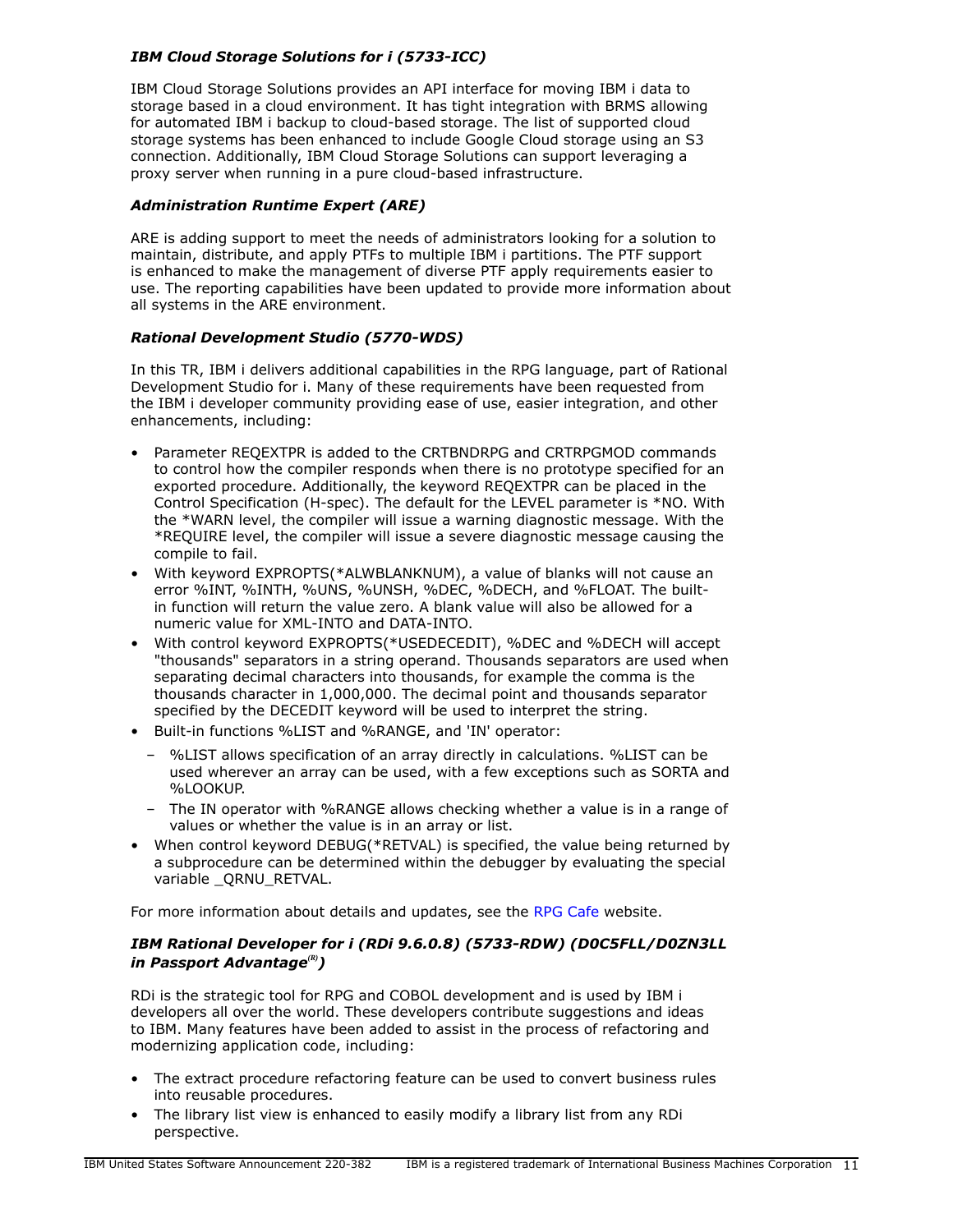### *IBM Cloud Storage Solutions for i (5733-ICC)*

IBM Cloud Storage Solutions provides an API interface for moving IBM i data to storage based in a cloud environment. It has tight integration with BRMS allowing for automated IBM i backup to cloud-based storage. The list of supported cloud storage systems has been enhanced to include Google Cloud storage using an S3 connection. Additionally, IBM Cloud Storage Solutions can support leveraging a proxy server when running in a pure cloud-based infrastructure.

### *Administration Runtime Expert (ARE)*

ARE is adding support to meet the needs of administrators looking for a solution to maintain, distribute, and apply PTFs to multiple IBM i partitions. The PTF support is enhanced to make the management of diverse PTF apply requirements easier to use. The reporting capabilities have been updated to provide more information about all systems in the ARE environment.

### *Rational Development Studio (5770-WDS)*

In this TR, IBM i delivers additional capabilities in the RPG language, part of Rational Development Studio for i. Many of these requirements have been requested from the IBM i developer community providing ease of use, easier integration, and other enhancements, including:

- Parameter REQEXTPR is added to the CRTBNDRPG and CRTRPGMOD commands to control how the compiler responds when there is no prototype specified for an exported procedure. Additionally, the keyword REQEXTPR can be placed in the Control Specification (H-spec). The default for the LEVEL parameter is *NO. With the *WARN level, the compiler will issue a warning diagnostic message. With the *REQUIRE level, the compiler will issue a severe diagnostic message causing the compile to fail.
- With keyword EXPROPTS(*ALWBLANKNUM), a value of blanks will not cause an error %INT, %INTH, %UNS, %UNSH, %DEC, %DECH, and %FLOAT. The built-in function will return the value zero. A blank value will also be allowed for a numeric value for XML-INTO and DATA-INTO.
- With control keyword EXPROPTS(*USEDECEDIT), %DEC and %DECH will accept "thousands" separators in a string operand. Thousands separators are used when separating decimal characters into thousands, for example the comma is the thousands character in 1,000,000. The decimal point and thousands separator specified by the DECEDIT keyword will be used to interpret the string.
- Built-in functions %LIST and %RANGE, and 'IN' operator:
  - %LIST allows specification of an array directly in calculations. %LIST can be used wherever an array can be used, with a few exceptions such as SORTA and %LOOKUP.
  - The IN operator with %RANGE allows checking whether a value is in a range of values or whether the value is in an array or list.
- When control keyword DEBUG(*RETVAL) is specified, the value being returned by a subprocedure can be determined within the debugger by evaluating the special variable _QRNU_RETVAL.

For more information about details and updates, see the RPG Cafe website.

### *IBM Rational Developer for i (RDi 9.6.0.8) (5733-RDW) (D0C5FLL/D0ZN3LL in Passport Advantage(R))*

RDi is the strategic tool for RPG and COBOL development and is used by IBM i developers all over the world. These developers contribute suggestions and ideas to IBM. Many features have been added to assist in the process of refactoring and modernizing application code, including:

- The extract procedure refactoring feature can be used to convert business rules into reusable procedures.
- The library list view is enhanced to easily modify a library list from any RDi perspective.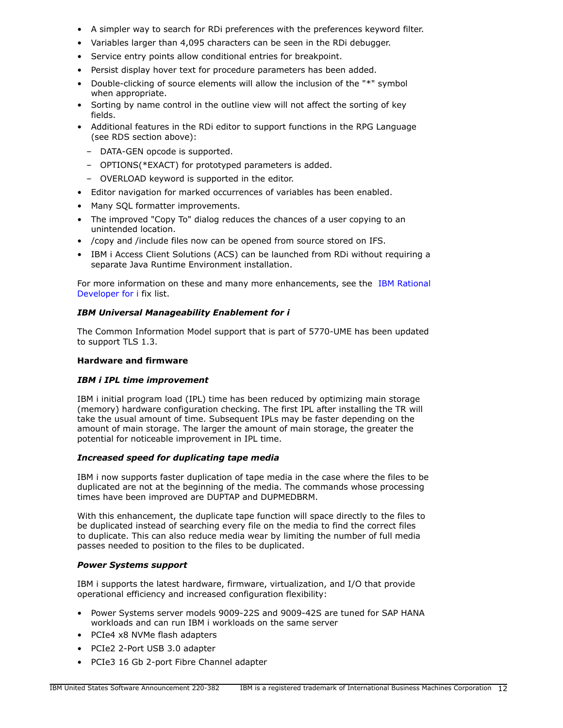- A simpler way to search for RDi preferences with the preferences keyword filter.
- Variables larger than 4,095 characters can be seen in the RDi debugger.
- Service entry points allow conditional entries for breakpoint.
- Persist display hover text for procedure parameters has been added.
- Double-clicking of source elements will allow the inclusion of the "*" symbol when appropriate.
- Sorting by name control in the outline view will not affect the sorting of key fields.
- Additional features in the RDi editor to support functions in the RPG Language (see RDS section above):
  - DATA-GEN opcode is supported.
  - OPTIONS(*EXACT) for prototyped parameters is added.
  - OVERLOAD keyword is supported in the editor.
- Editor navigation for marked occurrences of variables has been enabled.
- Many SQL formatter improvements.
- The improved "Copy To" dialog reduces the chances of a user copying to an unintended location.
- /copy and /include files now can be opened from source stored on IFS.
- IBM i Access Client Solutions (ACS) can be launched from RDi without requiring a separate Java Runtime Environment installation.

For more information on these and many more enhancements, see the IBM Rational Developer for i fix list.

***IBM Universal Manageability Enablement for i***

The Common Information Model support that is part of 5770-UME has been updated to support TLS 1.3.

**Hardware and firmware**

***IBM i IPL time improvement***

IBM i initial program load (IPL) time has been reduced by optimizing main storage (memory) hardware configuration checking. The first IPL after installing the TR will take the usual amount of time. Subsequent IPLs may be faster depending on the amount of main storage. The larger the amount of main storage, the greater the potential for noticeable improvement in IPL time.

***Increased speed for duplicating tape media***

IBM i now supports faster duplication of tape media in the case where the files to be duplicated are not at the beginning of the media. The commands whose processing times have been improved are DUPTAP and DUPMEDBRM.

With this enhancement, the duplicate tape function will space directly to the files to be duplicated instead of searching every file on the media to find the correct files to duplicate. This can also reduce media wear by limiting the number of full media passes needed to position to the files to be duplicated.

***Power Systems support***

IBM i supports the latest hardware, firmware, virtualization, and I/O that provide operational efficiency and increased configuration flexibility:

- Power Systems server models 9009-22S and 9009-42S are tuned for SAP HANA workloads and can run IBM i workloads on the same server
- PCIe4 x8 NVMe flash adapters
- PCIe2 2-Port USB 3.0 adapter
- PCIe3 16 Gb 2-port Fibre Channel adapter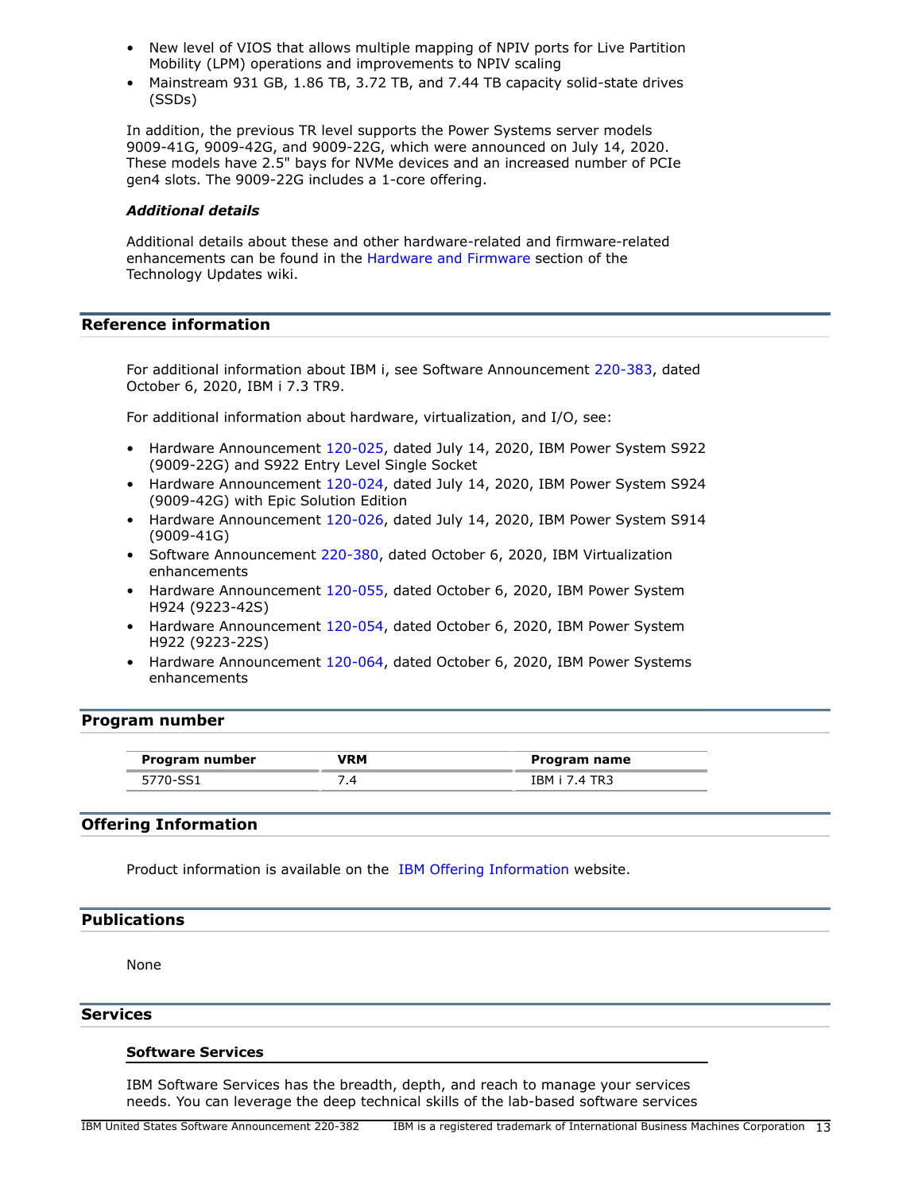- New level of VIOS that allows multiple mapping of NPIV ports for Live Partition Mobility (LPM) operations and improvements to NPIV scaling
- Mainstream 931 GB, 1.86 TB, 3.72 TB, and 7.44 TB capacity solid-state drives (SSDs)

In addition, the previous TR level supports the Power Systems server models 9009-41G, 9009-42G, and 9009-22G, which were announced on July 14, 2020. These models have 2.5" bays for NVMe devices and an increased number of PCIe gen4 slots. The 9009-22G includes a 1-core offering.

***Additional details***

Additional details about these and other hardware-related and firmware-related enhancements can be found in the Hardware and Firmware section of the Technology Updates wiki.

## Reference information

For additional information about IBM i, see Software Announcement 220-383, dated October 6, 2020, IBM i 7.3 TR9.

For additional information about hardware, virtualization, and I/O, see:

- Hardware Announcement 120-025, dated July 14, 2020, IBM Power System S922 (9009-22G) and S922 Entry Level Single Socket
- Hardware Announcement 120-024, dated July 14, 2020, IBM Power System S924 (9009-42G) with Epic Solution Edition
- Hardware Announcement 120-026, dated July 14, 2020, IBM Power System S914 (9009-41G)
- Software Announcement 220-380, dated October 6, 2020, IBM Virtualization enhancements
- Hardware Announcement 120-055, dated October 6, 2020, IBM Power System H924 (9223-42S)
- Hardware Announcement 120-054, dated October 6, 2020, IBM Power System H922 (9223-22S)
- Hardware Announcement 120-064, dated October 6, 2020, IBM Power Systems enhancements

## Program number

| Program number | VRM | Program name |
|---|---|---|
| 5770-SS1 | 7.4 | IBM i 7.4 TR3 |

## Offering Information

Product information is available on the IBM Offering Information website.

## Publications

None

## Services

### Software Services

IBM Software Services has the breadth, depth, and reach to manage your services needs. You can leverage the deep technical skills of the lab-based software services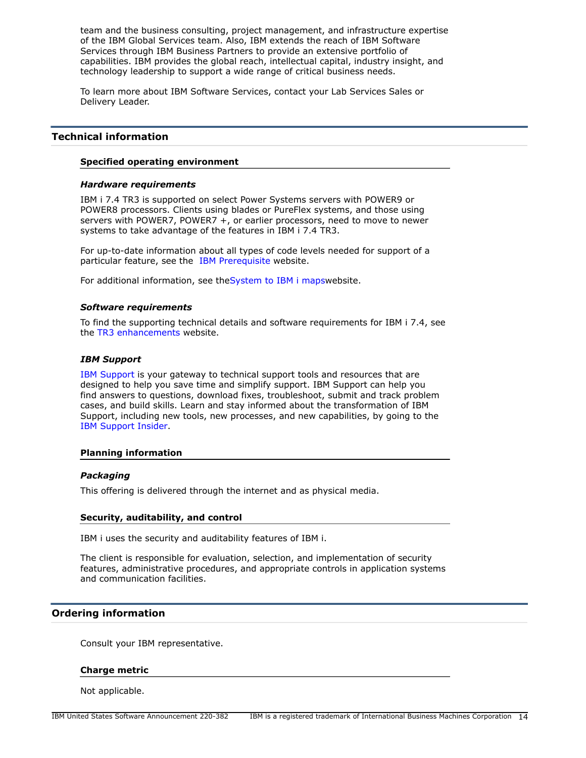team and the business consulting, project management, and infrastructure expertise of the IBM Global Services team. Also, IBM extends the reach of IBM Software Services through IBM Business Partners to provide an extensive portfolio of capabilities. IBM provides the global reach, intellectual capital, industry insight, and technology leadership to support a wide range of critical business needs.

To learn more about IBM Software Services, contact your Lab Services Sales or Delivery Leader.

## Technical information

### Specified operating environment

#### *Hardware requirements*

IBM i 7.4 TR3 is supported on select Power Systems servers with POWER9 or POWER8 processors. Clients using blades or PureFlex systems, and those using servers with POWER7, POWER7 +, or earlier processors, need to move to newer systems to take advantage of the features in IBM i 7.4 TR3.

For up-to-date information about all types of code levels needed for support of a particular feature, see the IBM Prerequisite website.

For additional information, see theSystem to IBM i mapswebsite.

#### *Software requirements*

To find the supporting technical details and software requirements for IBM i 7.4, see the TR3 enhancements website.

#### *IBM Support*

IBM Support is your gateway to technical support tools and resources that are designed to help you save time and simplify support. IBM Support can help you find answers to questions, download fixes, troubleshoot, submit and track problem cases, and build skills. Learn and stay informed about the transformation of IBM Support, including new tools, new processes, and new capabilities, by going to the IBM Support Insider.

### Planning information

#### *Packaging*

This offering is delivered through the internet and as physical media.

### Security, auditability, and control

IBM i uses the security and auditability features of IBM i.

The client is responsible for evaluation, selection, and implementation of security features, administrative procedures, and appropriate controls in application systems and communication facilities.

## Ordering information

Consult your IBM representative.

### Charge metric

Not applicable.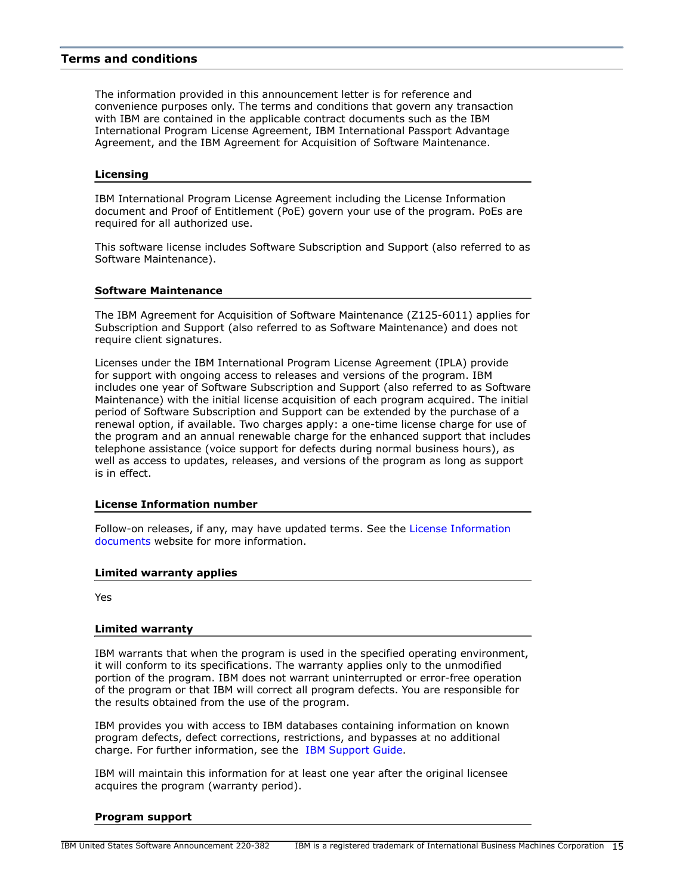## Terms and conditions

The information provided in this announcement letter is for reference and convenience purposes only. The terms and conditions that govern any transaction with IBM are contained in the applicable contract documents such as the IBM International Program License Agreement, IBM International Passport Advantage Agreement, and the IBM Agreement for Acquisition of Software Maintenance.

### Licensing

IBM International Program License Agreement including the License Information document and Proof of Entitlement (PoE) govern your use of the program. PoEs are required for all authorized use.

This software license includes Software Subscription and Support (also referred to as Software Maintenance).

### Software Maintenance

The IBM Agreement for Acquisition of Software Maintenance (Z125-6011) applies for Subscription and Support (also referred to as Software Maintenance) and does not require client signatures.

Licenses under the IBM International Program License Agreement (IPLA) provide for support with ongoing access to releases and versions of the program. IBM includes one year of Software Subscription and Support (also referred to as Software Maintenance) with the initial license acquisition of each program acquired. The initial period of Software Subscription and Support can be extended by the purchase of a renewal option, if available. Two charges apply: a one-time license charge for use of the program and an annual renewable charge for the enhanced support that includes telephone assistance (voice support for defects during normal business hours), as well as access to updates, releases, and versions of the program as long as support is in effect.

### License Information number

Follow-on releases, if any, may have updated terms. See the License Information documents website for more information.

### Limited warranty applies

Yes

### Limited warranty

IBM warrants that when the program is used in the specified operating environment, it will conform to its specifications. The warranty applies only to the unmodified portion of the program. IBM does not warrant uninterrupted or error-free operation of the program or that IBM will correct all program defects. You are responsible for the results obtained from the use of the program.

IBM provides you with access to IBM databases containing information on known program defects, defect corrections, restrictions, and bypasses at no additional charge. For further information, see the IBM Support Guide.

IBM will maintain this information for at least one year after the original licensee acquires the program (warranty period).

### Program support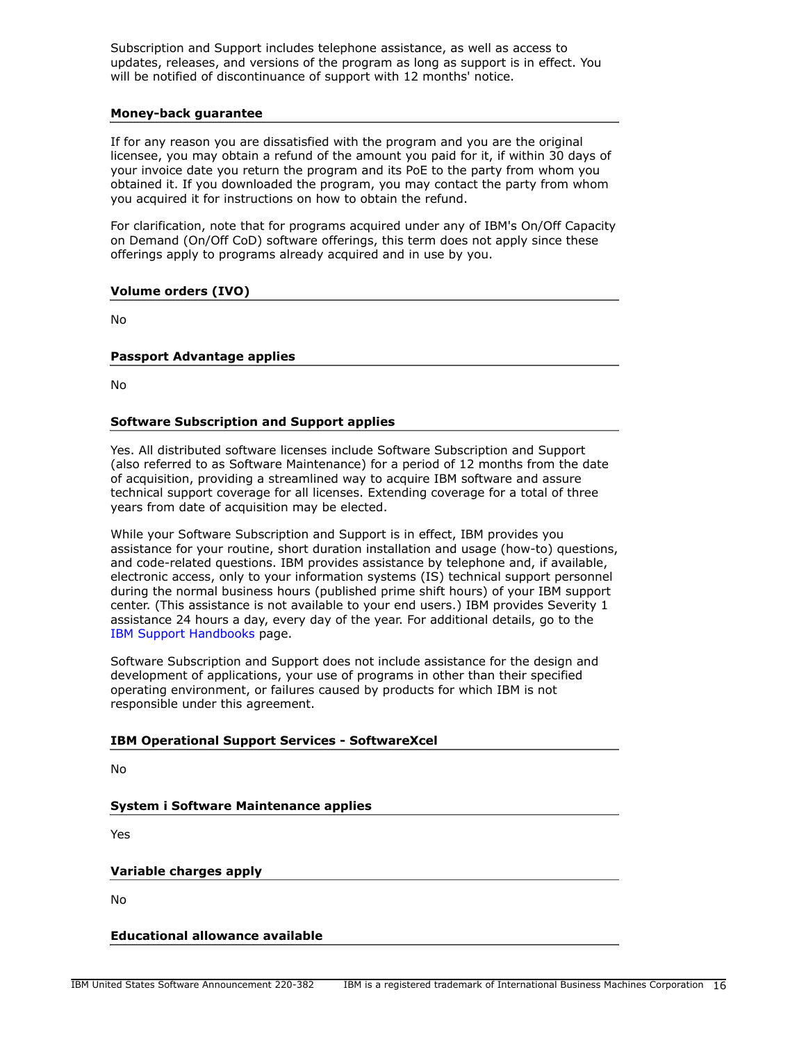Subscription and Support includes telephone assistance, as well as access to updates, releases, and versions of the program as long as support is in effect. You will be notified of discontinuance of support with 12 months' notice.

### Money-back guarantee

If for any reason you are dissatisfied with the program and you are the original licensee, you may obtain a refund of the amount you paid for it, if within 30 days of your invoice date you return the program and its PoE to the party from whom you obtained it. If you downloaded the program, you may contact the party from whom you acquired it for instructions on how to obtain the refund.

For clarification, note that for programs acquired under any of IBM's On/Off Capacity on Demand (On/Off CoD) software offerings, this term does not apply since these offerings apply to programs already acquired and in use by you.

### Volume orders (IVO)

No

### Passport Advantage applies

No

### Software Subscription and Support applies

Yes. All distributed software licenses include Software Subscription and Support (also referred to as Software Maintenance) for a period of 12 months from the date of acquisition, providing a streamlined way to acquire IBM software and assure technical support coverage for all licenses. Extending coverage for a total of three years from date of acquisition may be elected.

While your Software Subscription and Support is in effect, IBM provides you assistance for your routine, short duration installation and usage (how-to) questions, and code-related questions. IBM provides assistance by telephone and, if available, electronic access, only to your information systems (IS) technical support personnel during the normal business hours (published prime shift hours) of your IBM support center. (This assistance is not available to your end users.) IBM provides Severity 1 assistance 24 hours a day, every day of the year. For additional details, go to the IBM Support Handbooks page.

Software Subscription and Support does not include assistance for the design and development of applications, your use of programs in other than their specified operating environment, or failures caused by products for which IBM is not responsible under this agreement.

### IBM Operational Support Services - SoftwareXcel

No

### System i Software Maintenance applies

Yes

### Variable charges apply

No

### Educational allowance available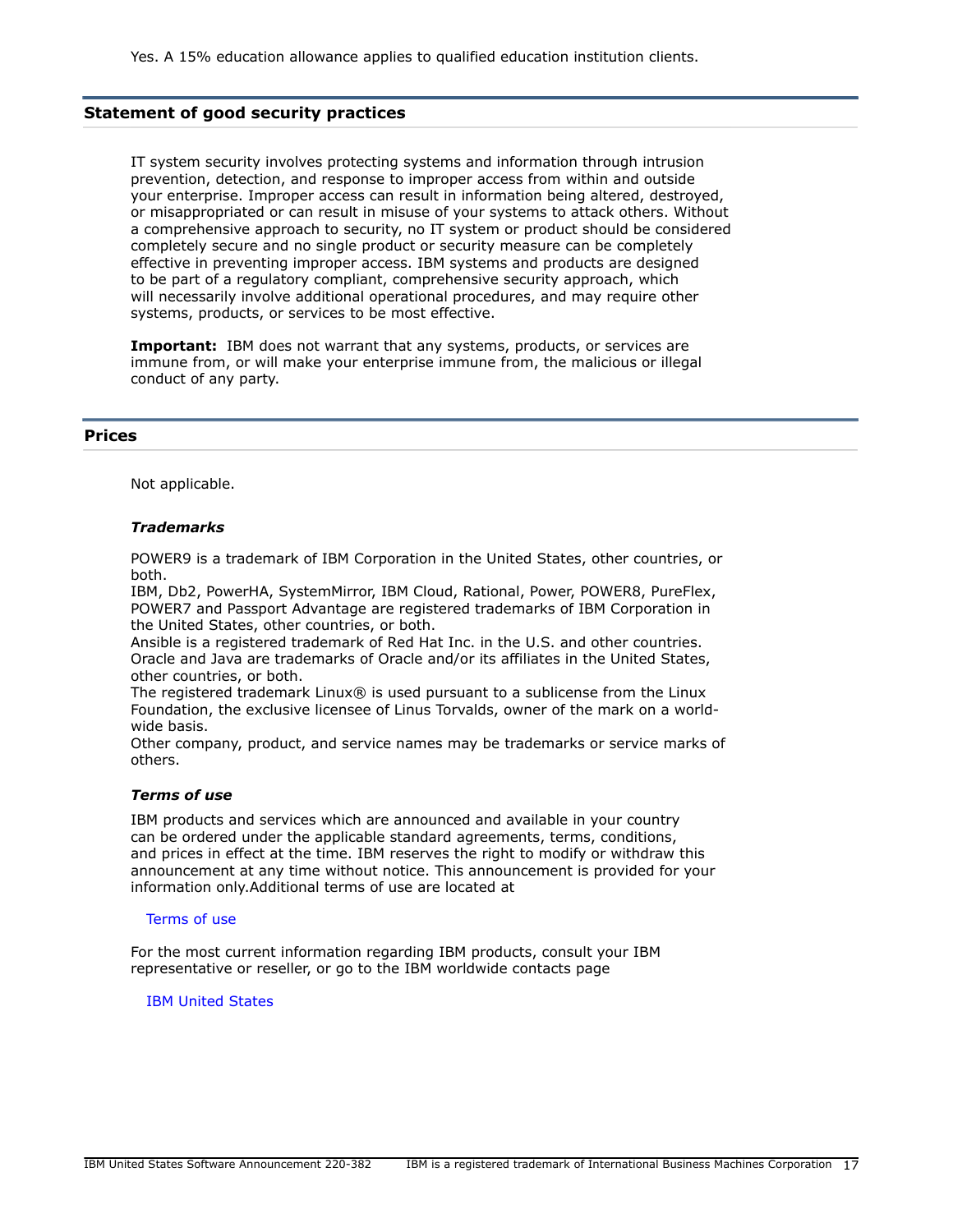Yes. A 15% education allowance applies to qualified education institution clients.

## Statement of good security practices

IT system security involves protecting systems and information through intrusion prevention, detection, and response to improper access from within and outside your enterprise. Improper access can result in information being altered, destroyed, or misappropriated or can result in misuse of your systems to attack others. Without a comprehensive approach to security, no IT system or product should be considered completely secure and no single product or security measure can be completely effective in preventing improper access. IBM systems and products are designed to be part of a regulatory compliant, comprehensive security approach, which will necessarily involve additional operational procedures, and may require other systems, products, or services to be most effective.

**Important:** IBM does not warrant that any systems, products, or services are immune from, or will make your enterprise immune from, the malicious or illegal conduct of any party.

## Prices

Not applicable.

### *Trademarks*

POWER9 is a trademark of IBM Corporation in the United States, other countries, or both.
IBM, Db2, PowerHA, SystemMirror, IBM Cloud, Rational, Power, POWER8, PureFlex, POWER7 and Passport Advantage are registered trademarks of IBM Corporation in the United States, other countries, or both.
Ansible is a registered trademark of Red Hat Inc. in the U.S. and other countries.
Oracle and Java are trademarks of Oracle and/or its affiliates in the United States, other countries, or both.
The registered trademark Linux® is used pursuant to a sublicense from the Linux Foundation, the exclusive licensee of Linus Torvalds, owner of the mark on a world-wide basis.
Other company, product, and service names may be trademarks or service marks of others.

### *Terms of use*

IBM products and services which are announced and available in your country can be ordered under the applicable standard agreements, terms, conditions, and prices in effect at the time. IBM reserves the right to modify or withdraw this announcement at any time without notice. This announcement is provided for your information only.Additional terms of use are located at

Terms of use

For the most current information regarding IBM products, consult your IBM representative or reseller, or go to the IBM worldwide contacts page

IBM United States